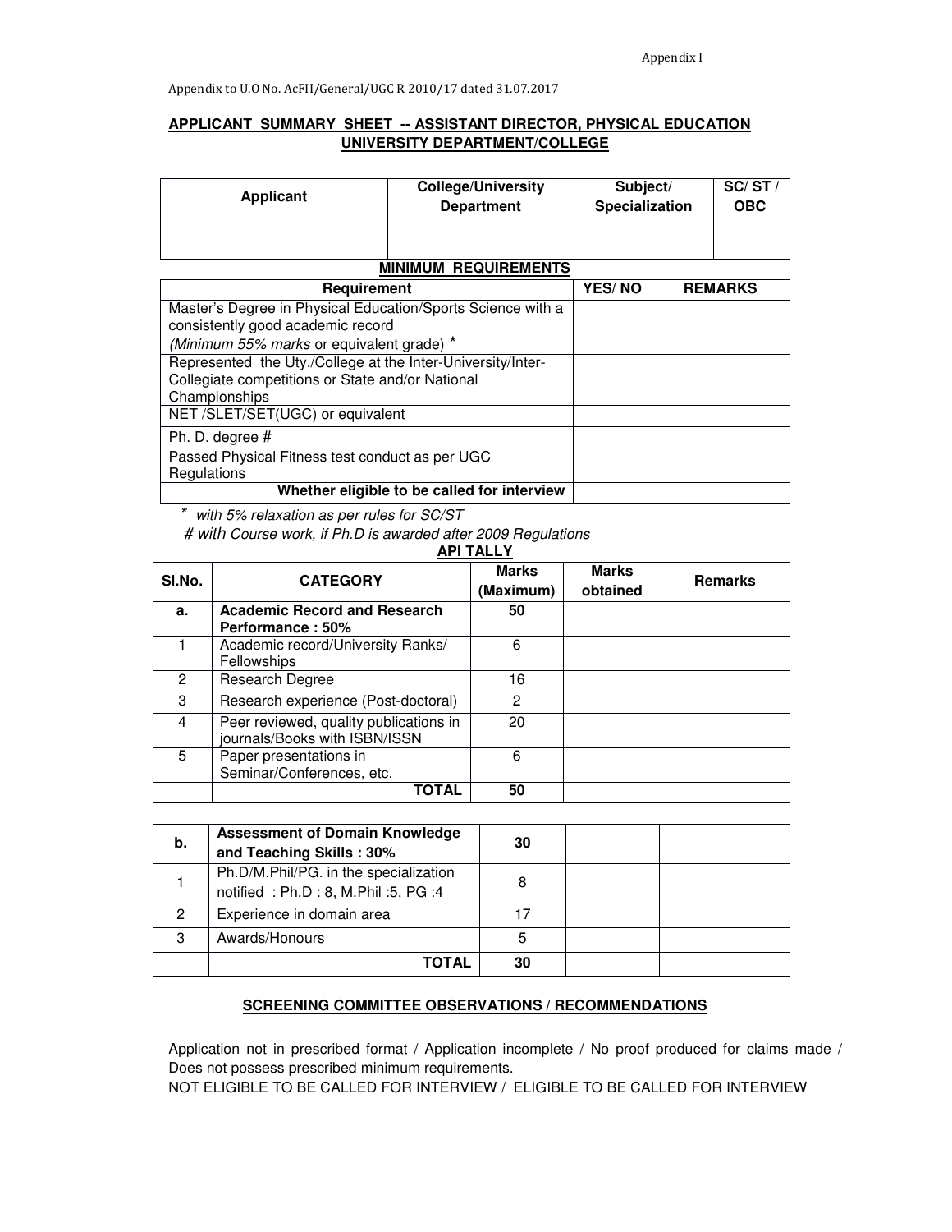Appendix I

Appendix to U.O No. AcFII/General/UGC R 2010/17 dated 31.07.2017

## APPLICANT SUMMARY SHEET -- ASSISTANT DIRECTOR, PHYSICAL EDUCATION UNIVERSITY DEPARTMENT/COLLEGE

| Applicant | College/University Department | Subject/ Specialization | SC/ ST / OBC |
|---|---|---|---|
| | | | |

### MINIMUM REQUIREMENTS

| Requirement | YES/ NO | REMARKS |
|---|---|---|
| Master's Degree in Physical Education/Sports Science with a consistently good academic record *(Minimum 55% marks* or equivalent grade) * | | |
| Represented the Uty./College at the Inter-University/Inter-Collegiate competitions or State and/or National Championships | | |
| NET /SLET/SET(UGC) or equivalent | | |
| Ph. D. degree # | | |
| Passed Physical Fitness test conduct as per UGC Regulations | | |
| **Whether eligible to be called for interview** | | |

\* *with 5% relaxation as per rules for SC/ST*

\# *with Course work, if Ph.D is awarded after 2009 Regulations*

### API TALLY

| Sl.No. | CATEGORY | Marks (Maximum) | Marks obtained | Remarks |
|---|---|---|---|---|
| **a.** | **Academic Record and Research Performance : 50%** | **50** | | |
| 1 | Academic record/University Ranks/ Fellowships | 6 | | |
| 2 | Research Degree | 16 | | |
| 3 | Research experience (Post-doctoral) | 2 | | |
| 4 | Peer reviewed, quality publications in journals/Books with ISBN/ISSN | 20 | | |
| 5 | Paper presentations in Seminar/Conferences, etc. | 6 | | |
| | **TOTAL** | **50** | | |

| | | | | |
|---|---|---|---|---|
| **b.** | **Assessment of Domain Knowledge and Teaching Skills : 30%** | **30** | | |
| 1 | Ph.D/M.Phil/PG. in the specialization notified : Ph.D : 8, M.Phil :5, PG :4 | 8 | | |
| 2 | Experience in domain area | 17 | | |
| 3 | Awards/Honours | 5 | | |
| | **TOTAL** | **30** | | |

### SCREENING COMMITTEE OBSERVATIONS / RECOMMENDATIONS

Application not in prescribed format / Application incomplete / No proof produced for claims made / Does not possess prescribed minimum requirements.

NOT ELIGIBLE TO BE CALLED FOR INTERVIEW / ELIGIBLE TO BE CALLED FOR INTERVIEW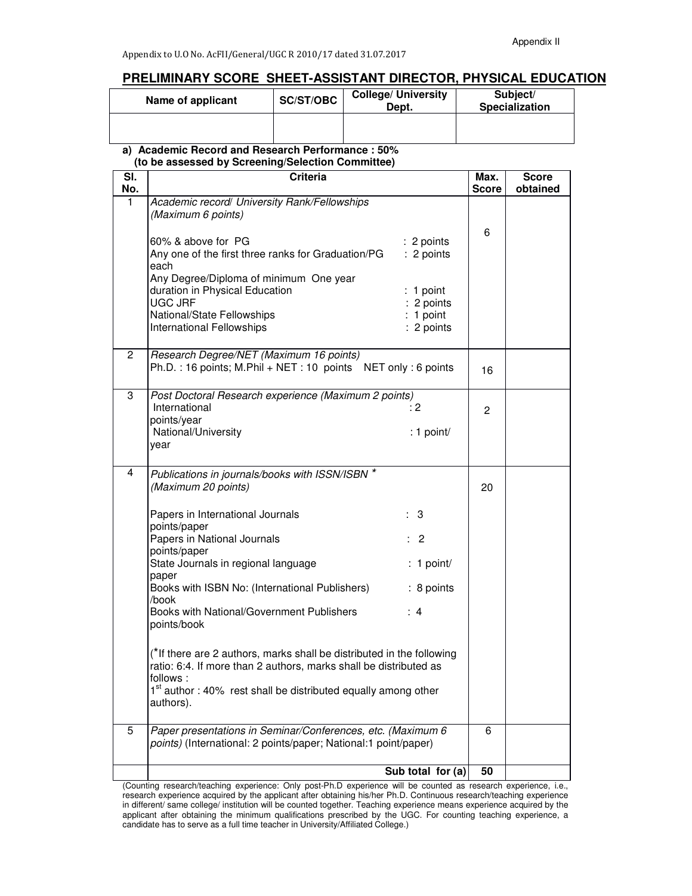Appendix II

Appendix to U.O No. AcFII/General/UGC R 2010/17 dated 31.07.2017

## PRELIMINARY SCORE SHEET-ASSISTANT DIRECTOR, PHYSICAL EDUCATION

| Name of applicant | SC/ST/OBC | College/ University Dept. | Subject/ Specialization |
|---|---|---|---|
| | | | |

**a) Academic Record and Research Performance : 50%**
**(to be assessed by Screening/Selection Committee)**

| Sl. No. | Criteria | Max. Score | Score obtained |
|---|---|---|---|
| 1 | *Academic record/ University Rank/Fellowships (Maximum 6 points)*<br><br>60% & above for PG : 2 points<br>Any one of the first three ranks for Graduation/PG each : 2 points<br>Any Degree/Diploma of minimum One year duration in Physical Education : 1 point<br>UGC JRF : 2 points<br>National/State Fellowships : 1 point<br>International Fellowships : 2 points | 6 | |
| 2 | *Research Degree/NET (Maximum 16 points)*<br>Ph.D. : 16 points; M.Phil + NET : 10 points NET only : 6 points | 16 | |
| 3 | *Post Doctoral Research experience (Maximum 2 points)*<br>International : 2 points/year<br>National/University : 1 point/ year | 2 | |
| 4 | *Publications in journals/books with ISSN/ISBN \**<br>*(Maximum 20 points)*<br><br>Papers in International Journals : 3 points/paper<br>Papers in National Journals : 2 points/paper<br>State Journals in regional language : 1 point/ paper<br>Books with ISBN No: (International Publishers) : 8 points /book<br>Books with National/Government Publishers : 4 points/book<br><br>(\*If there are 2 authors, marks shall be distributed in the following ratio: 6:4. If more than 2 authors, marks shall be distributed as follows :<br>1st author : 40% rest shall be distributed equally among other authors). | 20 | |
| 5 | *Paper presentations in Seminar/Conferences, etc. (Maximum 6 points)* (International: 2 points/paper; National:1 point/paper) | 6 | |
| | **Sub total for (a)** | **50** | |

(Counting research/teaching experience: Only post-Ph.D experience will be counted as research experience, i.e., research experience acquired by the applicant after obtaining his/her Ph.D. Continuous research/teaching experience in different/ same college/ institution will be counted together. Teaching experience means experience acquired by the applicant after obtaining the minimum qualifications prescribed by the UGC. For counting teaching experience, a candidate has to serve as a full time teacher in University/Affiliated College.)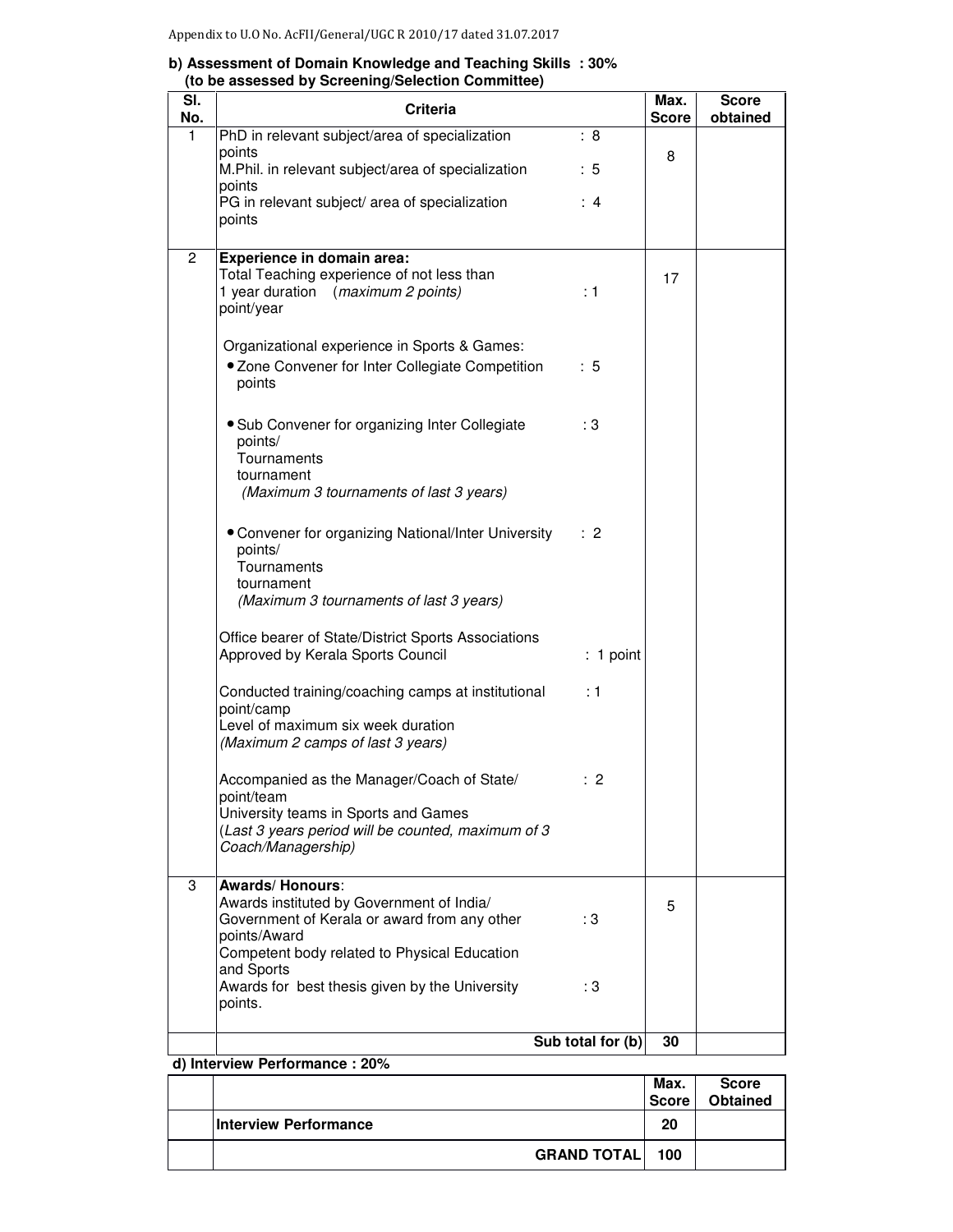Appendix to U.O No. AcFII/General/UGC R 2010/17 dated 31.07.2017

**b) Assessment of Domain Knowledge and Teaching Skills : 30%**
**(to be assessed by Screening/Selection Committee)**

| Sl. No. | Criteria | | Max. Score | Score obtained |
|---|---|---|---|---|
| 1 | PhD in relevant subject/area of specialization points<br>M.Phil. in relevant subject/area of specialization points<br>PG in relevant subject/ area of specialization points | : 8<br>: 5<br>: 4 | 8 | |
| 2 | **Experience in domain area:**<br>Total Teaching experience of not less than 1 year duration (*maximum 2 points*) point/year<br><br>Organizational experience in Sports & Games:<br>• Zone Convener for Inter Collegiate Competition points<br>• Sub Convener for organizing Inter Collegiate points/ Tournaments tournament *(Maximum 3 tournaments of last 3 years)*<br>• Convener for organizing National/Inter University points/ Tournaments tournament *(Maximum 3 tournaments of last 3 years)*<br><br>Office bearer of State/District Sports Associations Approved by Kerala Sports Council<br><br>Conducted training/coaching camps at institutional point/camp Level of maximum six week duration *(Maximum 2 camps of last 3 years)*<br><br>Accompanied as the Manager/Coach of State/ point/team University teams in Sports and Games (*Last 3 years period will be counted, maximum of 3 Coach/Managership)* | : 1<br><br><br>: 5<br>: 3<br><br>: 2<br><br><br>: 1 point<br><br>: 1<br><br><br>: 2 | 17 | |
| 3 | **Awards/ Honours**:<br>Awards instituted by Government of India/ Government of Kerala or award from any other points/Award Competent body related to Physical Education and Sports<br>Awards for best thesis given by the University points. | : 3<br><br>: 3 | 5 | |
| | | Sub total for (b) | 30 | |

**d) Interview Performance : 20%**

| | | Max. Score | Score Obtained |
|---|---|---|---|
| | **Interview Performance** | 20 | |
| | **GRAND TOTAL** | 100 | |